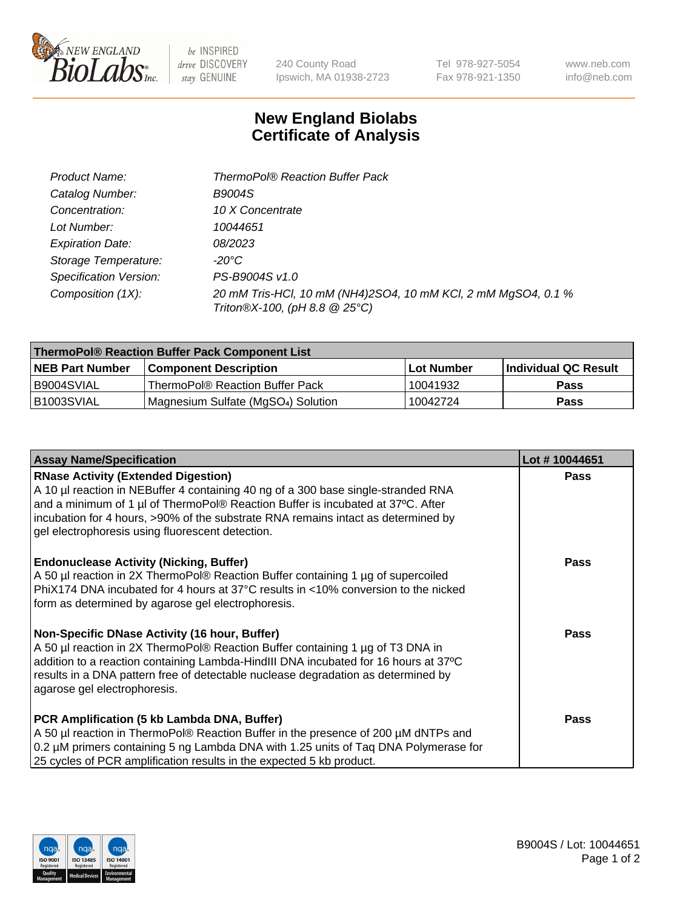# New England Biolabs Certificate of Analysis

| | |
|---|---|
| Product Name: | ThermoPol® Reaction Buffer Pack |
| Catalog Number: | B9004S |
| Concentration: | 10 X Concentrate |
| Lot Number: | 10044651 |
| Expiration Date: | 08/2023 |
| Storage Temperature: | -20°C |
| Specification Version: | PS-B9004S v1.0 |
| Composition (1X): | 20 mM Tris-HCl, 10 mM $(NH_4)_2SO_4$, 10 mM KCl, 2 mM $MgSO_4$, 0.1 % Triton®X-100, (pH 8.8 @ 25°C) |

| ThermoPol® Reaction Buffer Pack Component List | | | |
|---|---|---|---|
| **NEB Part Number** | **Component Description** | **Lot Number** | **Individual QC Result** |
| B9004SVIAL | ThermoPol® Reaction Buffer Pack | 10041932 | **Pass** |
| B1003SVIAL | Magnesium Sulfate ($MgSO_4$) Solution | 10042724 | **Pass** |

| Assay Name/Specification | Lot # 10044651 |
|---|---|
| **RNase Activity (Extended Digestion)**<br>A 10 µl reaction in NEBuffer 4 containing 40 ng of a 300 base single-stranded RNA and a minimum of 1 µl of ThermoPol® Reaction Buffer is incubated at 37ºC. After incubation for 4 hours, >90% of the substrate RNA remains intact as determined by gel electrophoresis using fluorescent detection. | **Pass** |
| **Endonuclease Activity (Nicking, Buffer)**<br>A 50 µl reaction in 2X ThermoPol® Reaction Buffer containing 1 µg of supercoiled PhiX174 DNA incubated for 4 hours at 37°C results in <10% conversion to the nicked form as determined by agarose gel electrophoresis. | **Pass** |
| **Non-Specific DNase Activity (16 hour, Buffer)**<br>A 50 µl reaction in 2X ThermoPol® Reaction Buffer containing 1 µg of T3 DNA in addition to a reaction containing Lambda-HindIII DNA incubated for 16 hours at 37ºC results in a DNA pattern free of detectable nuclease degradation as determined by agarose gel electrophoresis. | **Pass** |
| **PCR Amplification (5 kb Lambda DNA, Buffer)**<br>A 50 µl reaction in ThermoPol® Reaction Buffer in the presence of 200 µM dNTPs and 0.2 µM primers containing 5 ng Lambda DNA with 1.25 units of Taq DNA Polymerase for 25 cycles of PCR amplification results in the expected 5 kb product. | **Pass** |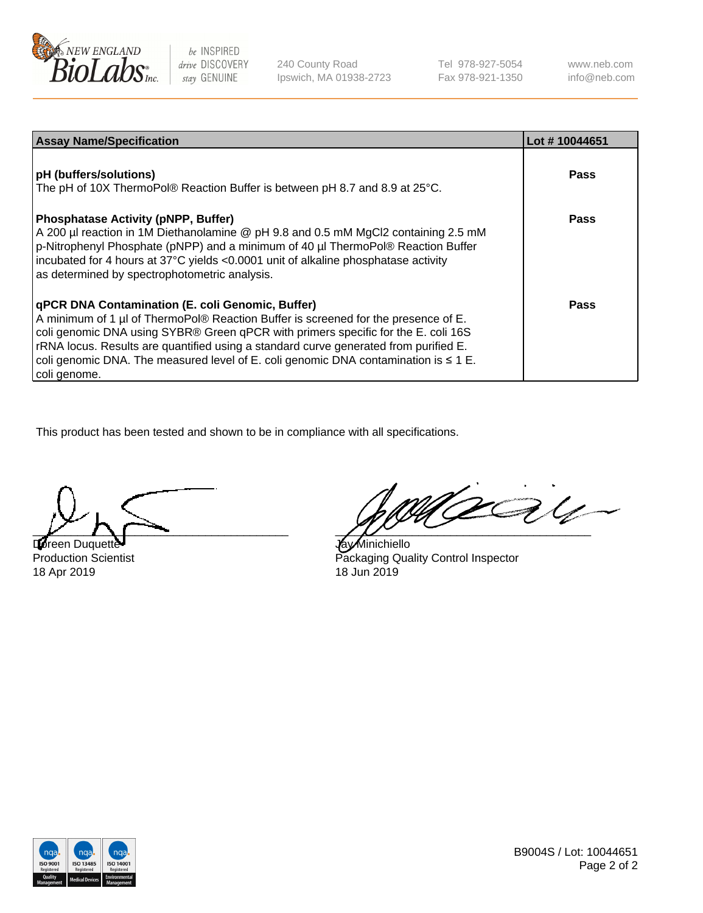be INSPIRED drive DISCOVERY stay GENUINE

240 County Road
Ipswich, MA 01938-2723

Tel 978-927-5054
Fax 978-921-1350

www.neb.com
info@neb.com

| Assay Name/Specification | Lot # 10044651 |
|---|---|
| **pH (buffers/solutions)**<br>The pH of 10X ThermoPol® Reaction Buffer is between pH 8.7 and 8.9 at 25°C. | **Pass** |
| **Phosphatase Activity (pNPP, Buffer)**<br>A 200 µl reaction in 1M Diethanolamine @ pH 9.8 and 0.5 mM MgCl2 containing 2.5 mM p-Nitrophenyl Phosphate (pNPP) and a minimum of 40 µl ThermoPol® Reaction Buffer incubated for 4 hours at 37°C yields <0.0001 unit of alkaline phosphatase activity as determined by spectrophotometric analysis. | **Pass** |
| **qPCR DNA Contamination (E. coli Genomic, Buffer)**<br>A minimum of 1 µl of ThermoPol® Reaction Buffer is screened for the presence of E. coli genomic DNA using SYBR® Green qPCR with primers specific for the E. coli 16S rRNA locus. Results are quantified using a standard curve generated from purified E. coli genomic DNA. The measured level of E. coli genomic DNA contamination is ≤ 1 E. coli genome. | **Pass** |

This product has been tested and shown to be in compliance with all specifications.

Doreen Duquette
Production Scientist
18 Apr 2019

Jay Minichiello
Packaging Quality Control Inspector
18 Jun 2019

B9004S / Lot: 10044651